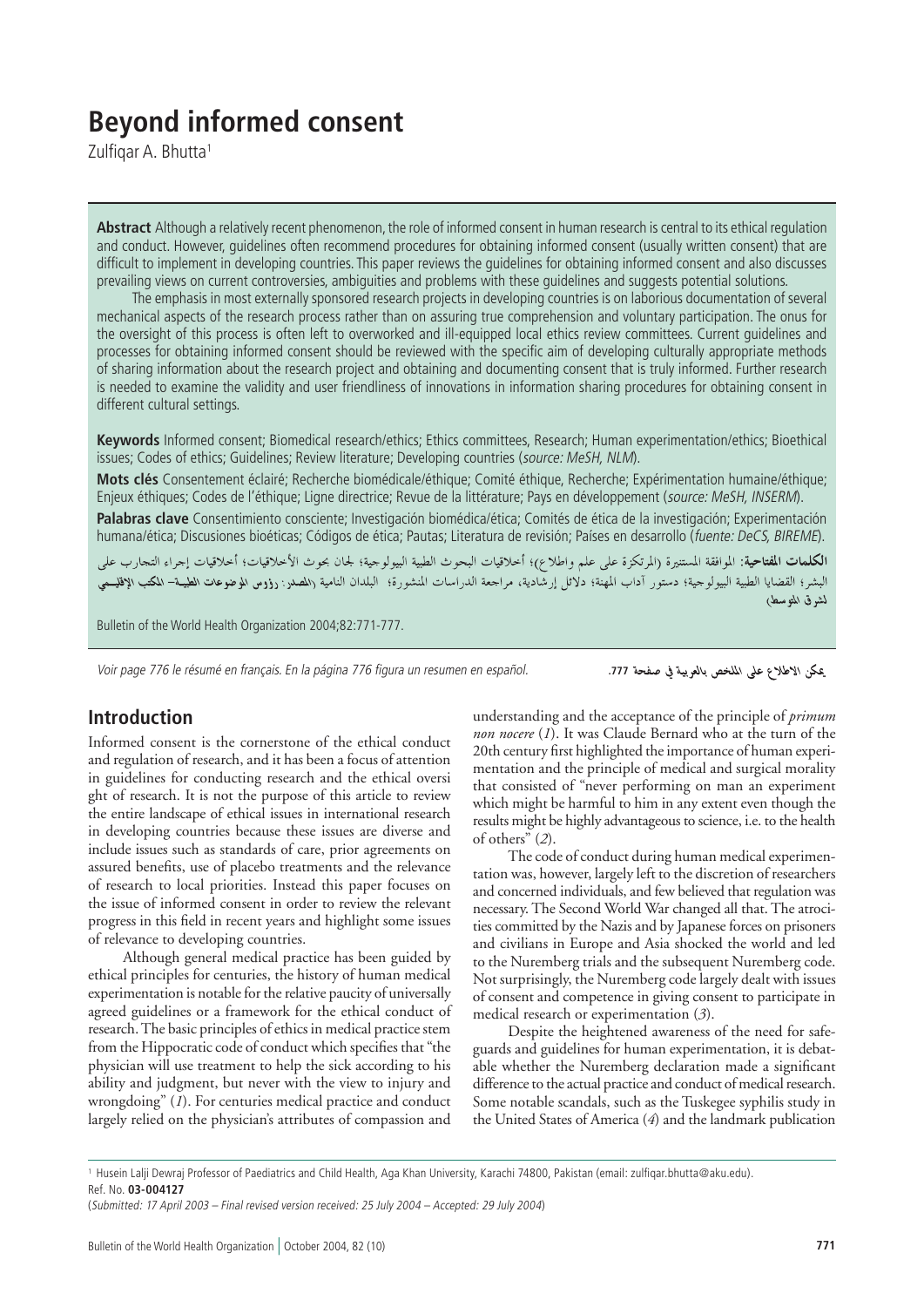# Beyond informed consent

Zulfiqar A. Bhutta[1]

**Abstract** Although a relatively recent phenomenon, the role of informed consent in human research is central to its ethical regulation and conduct. However, guidelines often recommend procedures for obtaining informed consent (usually written consent) that are difficult to implement in developing countries. This paper reviews the guidelines for obtaining informed consent and also discusses prevailing views on current controversies, ambiguities and problems with these guidelines and suggests potential solutions.

The emphasis in most externally sponsored research projects in developing countries is on laborious documentation of several mechanical aspects of the research process rather than on assuring true comprehension and voluntary participation. The onus for the oversight of this process is often left to overworked and ill-equipped local ethics review committees. Current guidelines and processes for obtaining informed consent should be reviewed with the specific aim of developing culturally appropriate methods of sharing information about the research project and obtaining and documenting consent that is truly informed. Further research is needed to examine the validity and user friendliness of innovations in information sharing procedures for obtaining consent in different cultural settings.

**Keywords** Informed consent; Biomedical research/ethics; Ethics committees, Research; Human experimentation/ethics; Bioethical issues; Codes of ethics; Guidelines; Review literature; Developing countries (*source: MeSH, NLM*).

**Mots clés** Consentement éclairé; Recherche biomédicale/éthique; Comité éthique, Recherche; Expérimentation humaine/éthique; Enjeux éthiques; Codes de l'éthique; Ligne directrice; Revue de la littérature; Pays en développement (*source: MeSH, INSERM*).

**Palabras clave** Consentimiento consciente; Investigación biomédica/ética; Comités de ética de la investigación; Experimentación humana/ética; Discusiones bioéticas; Códigos de ética; Pautas; Literatura de revisión; Países en desarrollo (*fuente: DeCS, BIREME*).

**الكلمات المفتاحية:** الموافقة المستنيرة (المرتكزة على علم واطلاع)؛ أخلاقيات البحوث الطبية البيولوجية؛ لجان بحوث الأخلاقيات؛ أخلاقيات إجراء التجارب على البشر؛ القضايا الطبية البيولوجية؛ دستور آداب المهنة؛ دلائل إرشادية، مراجعة الدراسات المنشورة؛ البلدان النامية (**المصدر: رؤوس الموضوعات الطبية – المكتب الإقليمي لشرق المتوسط**)

Bulletin of the World Health Organization 2004;82:771-777.

*Voir page 776 le résumé en français. En la página 776 figura un resumen en español.*

**يمكن الاطلاع على الملخص بالعربية في صفحة 777.**

## Introduction

Informed consent is the cornerstone of the ethical conduct and regulation of research, and it has been a focus of attention in guidelines for conducting research and the ethical oversi ght of research. It is not the purpose of this article to review the entire landscape of ethical issues in international research in developing countries because these issues are diverse and include issues such as standards of care, prior agreements on assured benefits, use of placebo treatments and the relevance of research to local priorities. Instead this paper focuses on the issue of informed consent in order to review the relevant progress in this field in recent years and highlight some issues of relevance to developing countries.

Although general medical practice has been guided by ethical principles for centuries, the history of human medical experimentation is notable for the relative paucity of universally agreed guidelines or a framework for the ethical conduct of research. The basic principles of ethics in medical practice stem from the Hippocratic code of conduct which specifies that "the physician will use treatment to help the sick according to his ability and judgment, but never with the view to injury and wrongdoing" (*1*). For centuries medical practice and conduct largely relied on the physician's attributes of compassion and understanding and the acceptance of the principle of *primum non nocere* (*1*). It was Claude Bernard who at the turn of the 20th century first highlighted the importance of human experimentation and the principle of medical and surgical morality that consisted of "never performing on man an experiment which might be harmful to him in any extent even though the results might be highly advantageous to science, i.e. to the health of others" (*2*).

The code of conduct during human medical experimentation was, however, largely left to the discretion of researchers and concerned individuals, and few believed that regulation was necessary. The Second World War changed all that. The atrocities committed by the Nazis and by Japanese forces on prisoners and civilians in Europe and Asia shocked the world and led to the Nuremberg trials and the subsequent Nuremberg code. Not surprisingly, the Nuremberg code largely dealt with issues of consent and competence in giving consent to participate in medical research or experimentation (*3*).

Despite the heightened awareness of the need for safeguards and guidelines for human experimentation, it is debatable whether the Nuremberg declaration made a significant difference to the actual practice and conduct of medical research. Some notable scandals, such as the Tuskegee syphilis study in the United States of America (*4*) and the landmark publication

[1] Husein Lalji Dewraj Professor of Paediatrics and Child Health, Aga Khan University, Karachi 74800, Pakistan (email: zulfiqar.bhutta@aku.edu).
Ref. No. **03-004127**
(*Submitted: 17 April 2003 – Final revised version received: 25 July 2004 – Accepted: 29 July 2004*)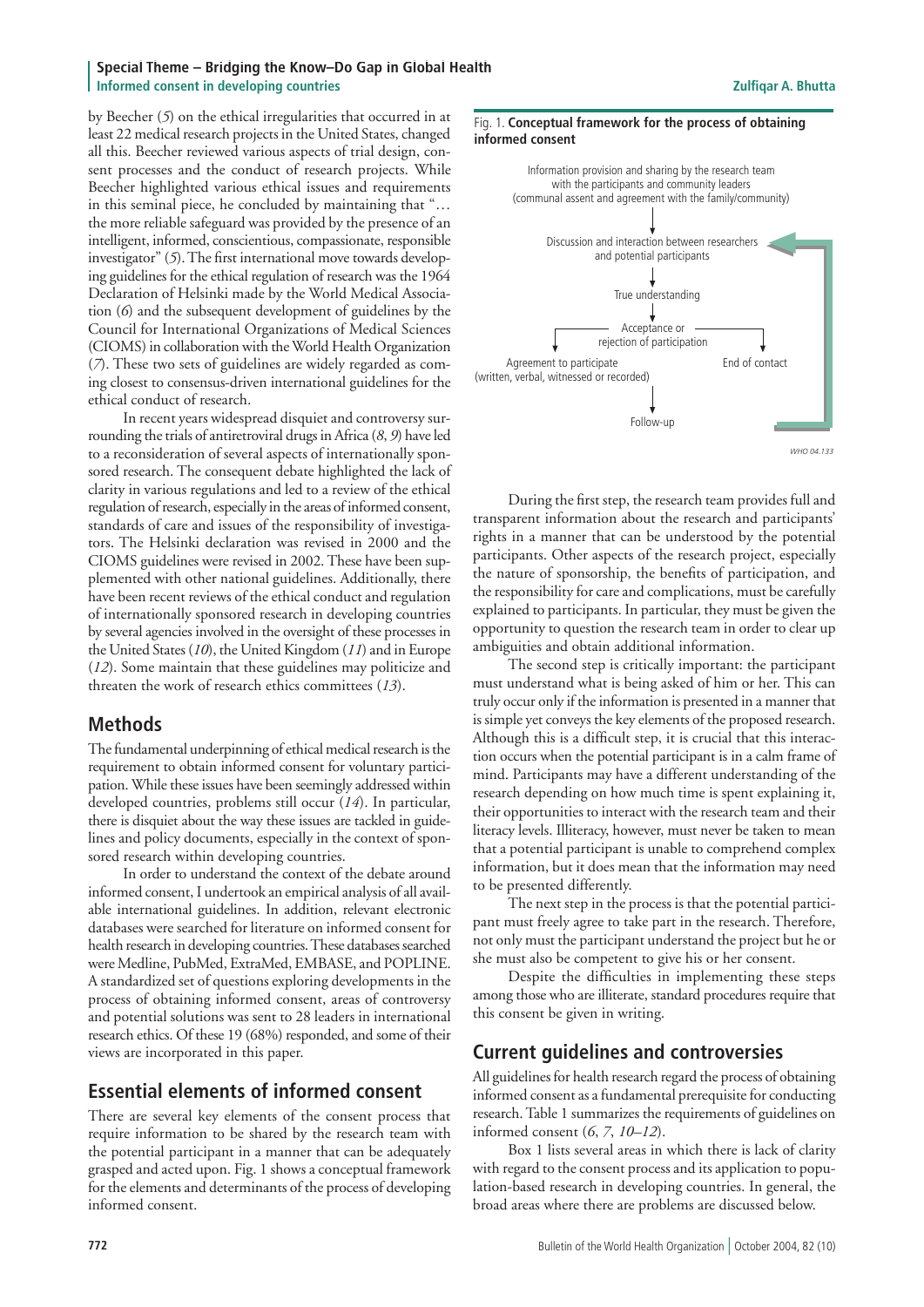by Beecher (5) on the ethical irregularities that occurred in at least 22 medical research projects in the United States, changed all this. Beecher reviewed various aspects of trial design, consent processes and the conduct of research projects. While Beecher highlighted various ethical issues and requirements in this seminal piece, he concluded by maintaining that "… the more reliable safeguard was provided by the presence of an intelligent, informed, conscientious, compassionate, responsible investigator" (5). The first international move towards developing guidelines for the ethical regulation of research was the 1964 Declaration of Helsinki made by the World Medical Association (6) and the subsequent development of guidelines by the Council for International Organizations of Medical Sciences (CIOMS) in collaboration with the World Health Organization (7). These two sets of guidelines are widely regarded as coming closest to consensus-driven international guidelines for the ethical conduct of research.

In recent years widespread disquiet and controversy surrounding the trials of antiretroviral drugs in Africa (8, 9) have led to a reconsideration of several aspects of internationally sponsored research. The consequent debate highlighted the lack of clarity in various regulations and led to a review of the ethical regulation of research, especially in the areas of informed consent, standards of care and issues of the responsibility of investigators. The Helsinki declaration was revised in 2000 and the CIOMS guidelines were revised in 2002. These have been supplemented with other national guidelines. Additionally, there have been recent reviews of the ethical conduct and regulation of internationally sponsored research in developing countries by several agencies involved in the oversight of these processes in the United States (10), the United Kingdom (11) and in Europe (12). Some maintain that these guidelines may politicize and threaten the work of research ethics committees (13).

## Methods

The fundamental underpinning of ethical medical research is the requirement to obtain informed consent for voluntary participation. While these issues have been seemingly addressed within developed countries, problems still occur (14). In particular, there is disquiet about the way these issues are tackled in guidelines and policy documents, especially in the context of sponsored research within developing countries.

In order to understand the context of the debate around informed consent, I undertook an empirical analysis of all available international guidelines. In addition, relevant electronic databases were searched for literature on informed consent for health research in developing countries. These databases searched were Medline, PubMed, ExtraMed, EMBASE, and POPLINE. A standardized set of questions exploring developments in the process of obtaining informed consent, areas of controversy and potential solutions was sent to 28 leaders in international research ethics. Of these 19 (68%) responded, and some of their views are incorporated in this paper.

## Essential elements of informed consent

There are several key elements of the consent process that require information to be shared by the research team with the potential participant in a manner that can be adequately grasped and acted upon. Fig. 1 shows a conceptual framework for the elements and determinants of the process of developing informed consent.

Fig. 1. **Conceptual framework for the process of obtaining informed consent**

Information provision and sharing by the research team with the participants and community leaders (communal assent and agreement with the family/community)
↓
Discussion and interaction between researchers and potential participants
↓
True understanding
↓
Acceptance or rejection of participation
→ Agreement to participate (written, verbal, witnessed or recorded) → Follow-up (→ back to Discussion and interaction)
→ End of contact

WHO 04.133

During the first step, the research team provides full and transparent information about the research and participants' rights in a manner that can be understood by the potential participants. Other aspects of the research project, especially the nature of sponsorship, the benefits of participation, and the responsibility for care and complications, must be carefully explained to participants. In particular, they must be given the opportunity to question the research team in order to clear up ambiguities and obtain additional information.

The second step is critically important: the participant must understand what is being asked of him or her. This can truly occur only if the information is presented in a manner that is simple yet conveys the key elements of the proposed research. Although this is a difficult step, it is crucial that this interaction occurs when the potential participant is in a calm frame of mind. Participants may have a different understanding of the research depending on how much time is spent explaining it, their opportunities to interact with the research team and their literacy levels. Illiteracy, however, must never be taken to mean that a potential participant is unable to comprehend complex information, but it does mean that the information may need to be presented differently.

The next step in the process is that the potential participant must freely agree to take part in the research. Therefore, not only must the participant understand the project but he or she must also be competent to give his or her consent.

Despite the difficulties in implementing these steps among those who are illiterate, standard procedures require that this consent be given in writing.

## Current guidelines and controversies

All guidelines for health research regard the process of obtaining informed consent as a fundamental prerequisite for conducting research. Table 1 summarizes the requirements of guidelines on informed consent (6, 7, 10–12).

Box 1 lists several areas in which there is lack of clarity with regard to the consent process and its application to population-based research in developing countries. In general, the broad areas where there are problems are discussed below.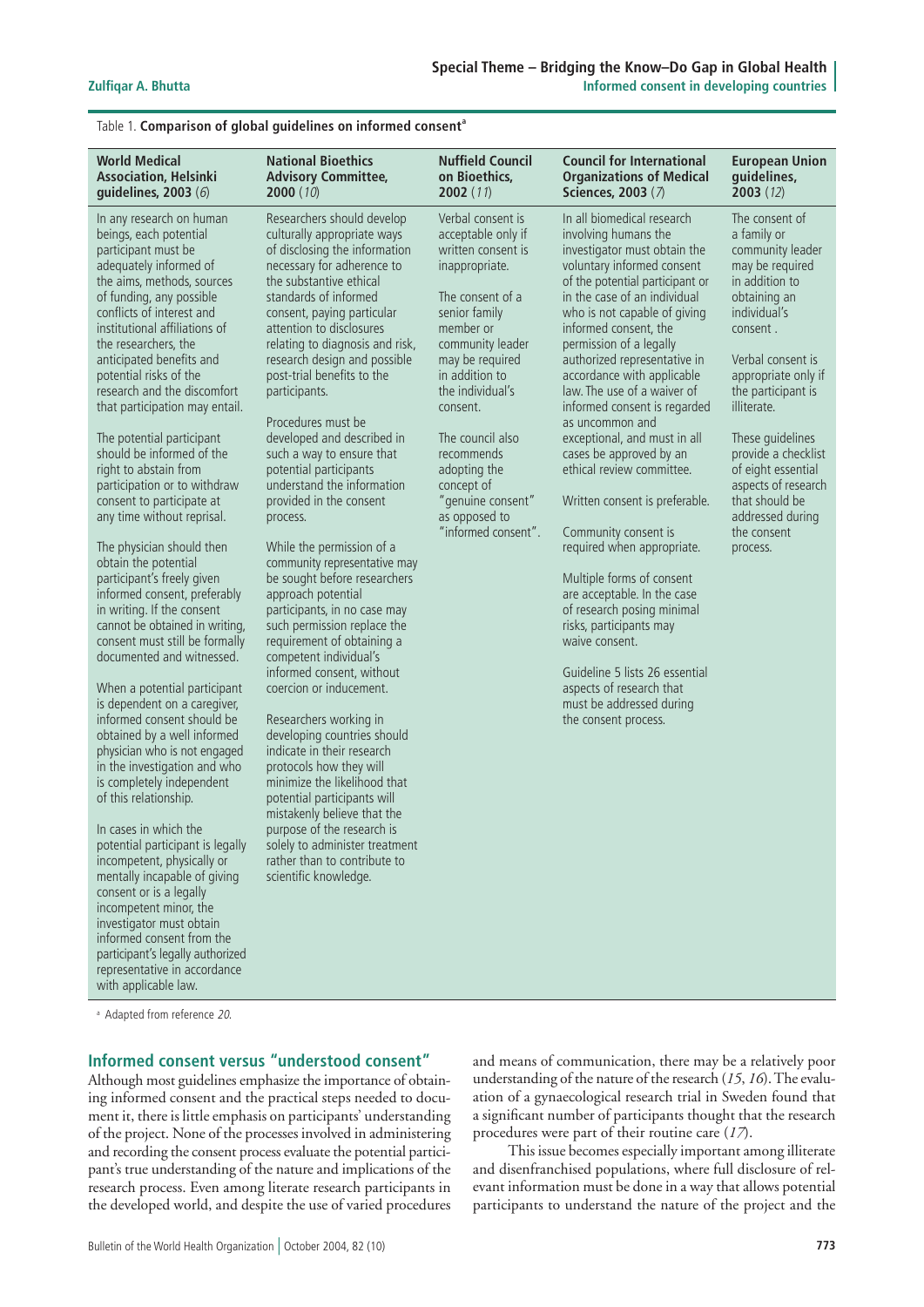Table 1. **Comparison of global guidelines on informed consent**[a]

| World Medical Association, Helsinki guidelines, 2003 (6) | National Bioethics Advisory Committee, 2000 (10) | Nuffield Council on Bioethics, 2002 (11) | Council for International Organizations of Medical Sciences, 2003 (7) | European Union guidelines, 2003 (12) |
|---|---|---|---|---|
| In any research on human beings, each potential participant must be adequately informed of the aims, methods, sources of funding, any possible conflicts of interest and institutional affiliations of the researchers, the anticipated benefits and potential risks of the research and the discomfort that participation may entail.<br><br>The potential participant should be informed of the right to abstain from participation or to withdraw consent to participate at any time without reprisal.<br><br>The physician should then obtain the potential participant's freely given informed consent, preferably in writing. If the consent cannot be obtained in writing, consent must still be formally documented and witnessed.<br><br>When a potential participant is dependent on a caregiver, informed consent should be obtained by a well informed physician who is not engaged in the investigation and who is completely independent of this relationship.<br><br>In cases in which the potential participant is legally incompetent, physically or mentally incapable of giving consent or is a legally incompetent minor, the investigator must obtain informed consent from the participant's legally authorized representative in accordance with applicable law. | Researchers should develop culturally appropriate ways of disclosing the information necessary for adherence to the substantive ethical standards of informed consent, paying particular attention to disclosures relating to diagnosis and risk, research design and possible post-trial benefits to the participants.<br><br>Procedures must be developed and described in such a way to ensure that potential participants understand the information provided in the consent process.<br><br>While the permission of a community representative may be sought before researchers approach potential participants, in no case may such permission replace the requirement of obtaining a competent individual's informed consent, without coercion or inducement.<br><br>Researchers working in developing countries should indicate in their research protocols how they will minimize the likelihood that potential participants will mistakenly believe that the purpose of the research is solely to administer treatment rather than to contribute to scientific knowledge. | Verbal consent is acceptable only if written consent is inappropriate.<br><br>The consent of a senior family member or community leader may be required in addition to the individual's consent.<br><br>The council also recommends adopting the concept of "genuine consent" as opposed to "informed consent". | In all biomedical research involving humans the investigator must obtain the voluntary informed consent of the potential participant or in the case of an individual who is not capable of giving informed consent, the permission of a legally authorized representative in accordance with applicable law. The use of a waiver of informed consent is regarded as uncommon and exceptional, and must in all cases be approved by an ethical review committee.<br><br>Written consent is preferable.<br><br>Community consent is required when appropriate.<br><br>Multiple forms of consent are acceptable. In the case of research posing minimal risks, participants may waive consent.<br><br>Guideline 5 lists 26 essential aspects of research that must be addressed during the consent process. | The consent of a family or community leader may be required in addition to obtaining an individual's consent .<br><br>Verbal consent is appropriate only if the participant is illiterate.<br><br>These guidelines provide a checklist of eight essential aspects of research that should be addressed during the consent process. |

[a] Adapted from reference *20*.

## Informed consent versus "understood consent"

Although most guidelines emphasize the importance of obtaining informed consent and the practical steps needed to document it, there is little emphasis on participants' understanding of the project. None of the processes involved in administering and recording the consent process evaluate the potential participant's true understanding of the nature and implications of the research process. Even among literate research participants in the developed world, and despite the use of varied procedures and means of communication, there may be a relatively poor understanding of the nature of the research (*15*, *16*). The evaluation of a gynaecological research trial in Sweden found that a significant number of participants thought that the research procedures were part of their routine care (*17*).

This issue becomes especially important among illiterate and disenfranchised populations, where full disclosure of relevant information must be done in a way that allows potential participants to understand the nature of the project and the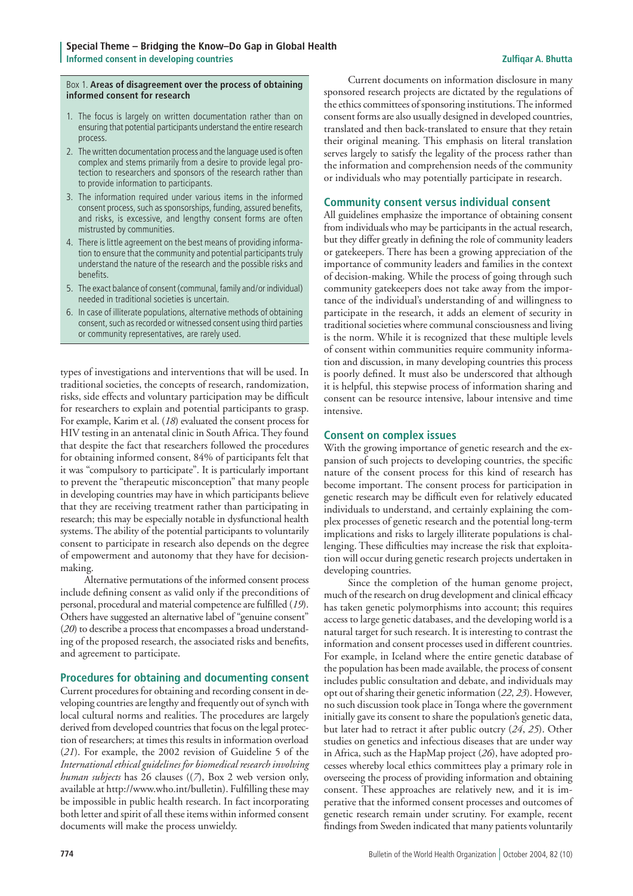Box 1. **Areas of disagreement over the process of obtaining informed consent for research**

1. The focus is largely on written documentation rather than on ensuring that potential participants understand the entire research process.
2. The written documentation process and the language used is often complex and stems primarily from a desire to provide legal protection to researchers and sponsors of the research rather than to provide information to participants.
3. The information required under various items in the informed consent process, such as sponsorships, funding, assured benefits, and risks, is excessive, and lengthy consent forms are often mistrusted by communities.
4. There is little agreement on the best means of providing information to ensure that the community and potential participants truly understand the nature of the research and the possible risks and benefits.
5. The exact balance of consent (communal, family and/or individual) needed in traditional societies is uncertain.
6. In case of illiterate populations, alternative methods of obtaining consent, such as recorded or witnessed consent using third parties or community representatives, are rarely used.

types of investigations and interventions that will be used. In traditional societies, the concepts of research, randomization, risks, side effects and voluntary participation may be difficult for researchers to explain and potential participants to grasp. For example, Karim et al. (*18*) evaluated the consent process for HIV testing in an antenatal clinic in South Africa. They found that despite the fact that researchers followed the procedures for obtaining informed consent, 84% of participants felt that it was "compulsory to participate". It is particularly important to prevent the "therapeutic misconception" that many people in developing countries may have in which participants believe that they are receiving treatment rather than participating in research; this may be especially notable in dysfunctional health systems. The ability of the potential participants to voluntarily consent to participate in research also depends on the degree of empowerment and autonomy that they have for decision-making.

Alternative permutations of the informed consent process include defining consent as valid only if the preconditions of personal, procedural and material competence are fulfilled (*19*). Others have suggested an alternative label of "genuine consent" (*20*) to describe a process that encompasses a broad understanding of the proposed research, the associated risks and benefits, and agreement to participate.

## Procedures for obtaining and documenting consent

Current procedures for obtaining and recording consent in developing countries are lengthy and frequently out of synch with local cultural norms and realities. The procedures are largely derived from developed countries that focus on the legal protection of researchers; at times this results in information overload (*21*). For example, the 2002 revision of Guideline 5 of the *International ethical guidelines for biomedical research involving human subjects* has 26 clauses ((*7*), Box 2 web version only, available at http://www.who.int/bulletin). Fulfilling these may be impossible in public health research. In fact incorporating both letter and spirit of all these items within informed consent documents will make the process unwieldy.

Current documents on information disclosure in many sponsored research projects are dictated by the regulations of the ethics committees of sponsoring institutions. The informed consent forms are also usually designed in developed countries, translated and then back-translated to ensure that they retain their original meaning. This emphasis on literal translation serves largely to satisfy the legality of the process rather than the information and comprehension needs of the community or individuals who may potentially participate in research.

## Community consent versus individual consent

All guidelines emphasize the importance of obtaining consent from individuals who may be participants in the actual research, but they differ greatly in defining the role of community leaders or gatekeepers. There has been a growing appreciation of the importance of community leaders and families in the context of decision-making. While the process of going through such community gatekeepers does not take away from the importance of the individual's understanding of and willingness to participate in the research, it adds an element of security in traditional societies where communal consciousness and living is the norm. While it is recognized that these multiple levels of consent within communities require community information and discussion, in many developing countries this process is poorly defined. It must also be underscored that although it is helpful, this stepwise process of information sharing and consent can be resource intensive, labour intensive and time intensive.

## Consent on complex issues

With the growing importance of genetic research and the expansion of such projects to developing countries, the specific nature of the consent process for this kind of research has become important. The consent process for participation in genetic research may be difficult even for relatively educated individuals to understand, and certainly explaining the complex processes of genetic research and the potential long-term implications and risks to largely illiterate populations is challenging. These difficulties may increase the risk that exploitation will occur during genetic research projects undertaken in developing countries.

Since the completion of the human genome project, much of the research on drug development and clinical efficacy has taken genetic polymorphisms into account; this requires access to large genetic databases, and the developing world is a natural target for such research. It is interesting to contrast the information and consent processes used in different countries. For example, in Iceland where the entire genetic database of the population has been made available, the process of consent includes public consultation and debate, and individuals may opt out of sharing their genetic information (*22*, *23*). However, no such discussion took place in Tonga where the government initially gave its consent to share the population's genetic data, but later had to retract it after public outcry (*24*, *25*). Other studies on genetics and infectious diseases that are under way in Africa, such as the HapMap project (*26*), have adopted processes whereby local ethics committees play a primary role in overseeing the process of providing information and obtaining consent. These approaches are relatively new, and it is imperative that the informed consent processes and outcomes of genetic research remain under scrutiny. For example, recent findings from Sweden indicated that many patients voluntarily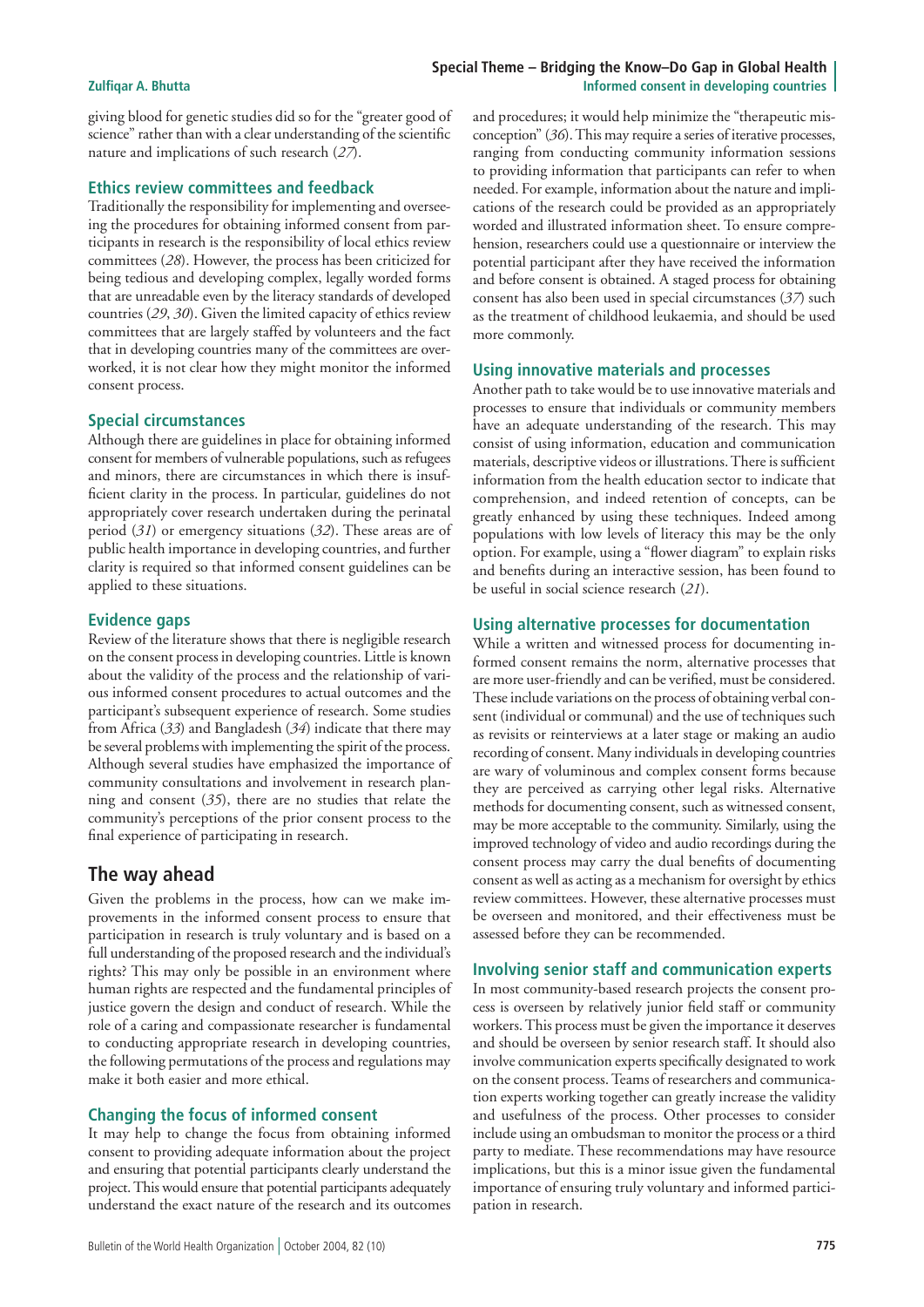giving blood for genetic studies did so for the "greater good of science" rather than with a clear understanding of the scientific nature and implications of such research (*27*).

### Ethics review committees and feedback

Traditionally the responsibility for implementing and overseeing the procedures for obtaining informed consent from participants in research is the responsibility of local ethics review committees (*28*). However, the process has been criticized for being tedious and developing complex, legally worded forms that are unreadable even by the literacy standards of developed countries (*29*, *30*). Given the limited capacity of ethics review committees that are largely staffed by volunteers and the fact that in developing countries many of the committees are overworked, it is not clear how they might monitor the informed consent process.

### Special circumstances

Although there are guidelines in place for obtaining informed consent for members of vulnerable populations, such as refugees and minors, there are circumstances in which there is insufficient clarity in the process. In particular, guidelines do not appropriately cover research undertaken during the perinatal period (*31*) or emergency situations (*32*). These areas are of public health importance in developing countries, and further clarity is required so that informed consent guidelines can be applied to these situations.

### Evidence gaps

Review of the literature shows that there is negligible research on the consent process in developing countries. Little is known about the validity of the process and the relationship of various informed consent procedures to actual outcomes and the participant's subsequent experience of research. Some studies from Africa (*33*) and Bangladesh (*34*) indicate that there may be several problems with implementing the spirit of the process. Although several studies have emphasized the importance of community consultations and involvement in research planning and consent (*35*), there are no studies that relate the community's perceptions of the prior consent process to the final experience of participating in research.

## The way ahead

Given the problems in the process, how can we make improvements in the informed consent process to ensure that participation in research is truly voluntary and is based on a full understanding of the proposed research and the individual's rights? This may only be possible in an environment where human rights are respected and the fundamental principles of justice govern the design and conduct of research. While the role of a caring and compassionate researcher is fundamental to conducting appropriate research in developing countries, the following permutations of the process and regulations may make it both easier and more ethical.

### Changing the focus of informed consent

It may help to change the focus from obtaining informed consent to providing adequate information about the project and ensuring that potential participants clearly understand the project. This would ensure that potential participants adequately understand the exact nature of the research and its outcomes and procedures; it would help minimize the "therapeutic misconception" (*36*). This may require a series of iterative processes, ranging from conducting community information sessions to providing information that participants can refer to when needed. For example, information about the nature and implications of the research could be provided as an appropriately worded and illustrated information sheet. To ensure comprehension, researchers could use a questionnaire or interview the potential participant after they have received the information and before consent is obtained. A staged process for obtaining consent has also been used in special circumstances (*37*) such as the treatment of childhood leukaemia, and should be used more commonly.

### Using innovative materials and processes

Another path to take would be to use innovative materials and processes to ensure that individuals or community members have an adequate understanding of the research. This may consist of using information, education and communication materials, descriptive videos or illustrations. There is sufficient information from the health education sector to indicate that comprehension, and indeed retention of concepts, can be greatly enhanced by using these techniques. Indeed among populations with low levels of literacy this may be the only option. For example, using a "flower diagram" to explain risks and benefits during an interactive session, has been found to be useful in social science research (*21*).

### Using alternative processes for documentation

While a written and witnessed process for documenting informed consent remains the norm, alternative processes that are more user-friendly and can be verified, must be considered. These include variations on the process of obtaining verbal consent (individual or communal) and the use of techniques such as revisits or reinterviews at a later stage or making an audio recording of consent. Many individuals in developing countries are wary of voluminous and complex consent forms because they are perceived as carrying other legal risks. Alternative methods for documenting consent, such as witnessed consent, may be more acceptable to the community. Similarly, using the improved technology of video and audio recordings during the consent process may carry the dual benefits of documenting consent as well as acting as a mechanism for oversight by ethics review committees. However, these alternative processes must be overseen and monitored, and their effectiveness must be assessed before they can be recommended.

### Involving senior staff and communication experts

In most community-based research projects the consent process is overseen by relatively junior field staff or community workers. This process must be given the importance it deserves and should be overseen by senior research staff. It should also involve communication experts specifically designated to work on the consent process. Teams of researchers and communication experts working together can greatly increase the validity and usefulness of the process. Other processes to consider include using an ombudsman to monitor the process or a third party to mediate. These recommendations may have resource implications, but this is a minor issue given the fundamental importance of ensuring truly voluntary and informed participation in research.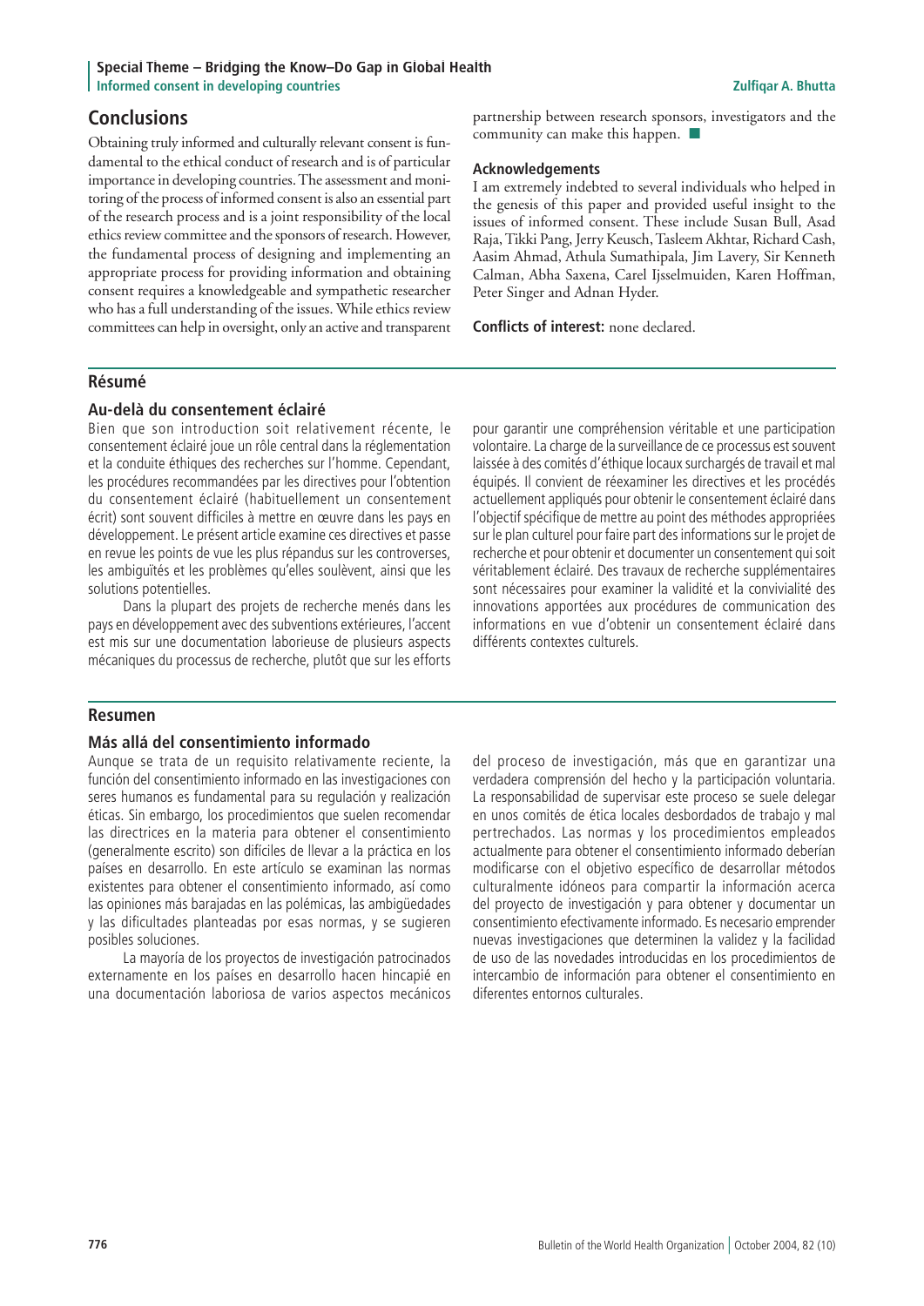## Conclusions

Obtaining truly informed and culturally relevant consent is fundamental to the ethical conduct of research and is of particular importance in developing countries. The assessment and monitoring of the process of informed consent is also an essential part of the research process and is a joint responsibility of the local ethics review committee and the sponsors of research. However, the fundamental process of designing and implementing an appropriate process for providing information and obtaining consent requires a knowledgeable and sympathetic researcher who has a full understanding of the issues. While ethics review committees can help in oversight, only an active and transparent partnership between research sponsors, investigators and the community can make this happen. ■

### Acknowledgements

I am extremely indebted to several individuals who helped in the genesis of this paper and provided useful insight to the issues of informed consent. These include Susan Bull, Asad Raja, Tikki Pang, Jerry Keusch, Tasleem Akhtar, Richard Cash, Aasim Ahmad, Athula Sumathipala, Jim Lavery, Sir Kenneth Calman, Abha Saxena, Carel Ijsselmuiden, Karen Hoffman, Peter Singer and Adnan Hyder.

**Conflicts of interest:** none declared.

## Résumé

### Au-delà du consentement éclairé

Bien que son introduction soit relativement récente, le consentement éclairé joue un rôle central dans la réglementation et la conduite éthiques des recherches sur l'homme. Cependant, les procédures recommandées par les directives pour l'obtention du consentement éclairé (habituellement un consentement écrit) sont souvent difficiles à mettre en œuvre dans les pays en développement. Le présent article examine ces directives et passe en revue les points de vue les plus répandus sur les controverses, les ambiguïtés et les problèmes qu'elles soulèvent, ainsi que les solutions potentielles.

Dans la plupart des projets de recherche menés dans les pays en développement avec des subventions extérieures, l'accent est mis sur une documentation laborieuse de plusieurs aspects mécaniques du processus de recherche, plutôt que sur les efforts pour garantir une compréhension véritable et une participation volontaire. La charge de la surveillance de ce processus est souvent laissée à des comités d'éthique locaux surchargés de travail et mal équipés. Il convient de réexaminer les directives et les procédés actuellement appliqués pour obtenir le consentement éclairé dans l'objectif spécifique de mettre au point des méthodes appropriées sur le plan culturel pour faire part des informations sur le projet de recherche et pour obtenir et documenter un consentement qui soit véritablement éclairé. Des travaux de recherche supplémentaires sont nécessaires pour examiner la validité et la convivialité des innovations apportées aux procédures de communication des informations en vue d'obtenir un consentement éclairé dans différents contextes culturels.

## Resumen

### Más allá del consentimiento informado

Aunque se trata de un requisito relativamente reciente, la función del consentimiento informado en las investigaciones con seres humanos es fundamental para su regulación y realización éticas. Sin embargo, los procedimientos que suelen recomendar las directrices en la materia para obtener el consentimiento informado (generalmente escrito) son difíciles de llevar a la práctica en los países en desarrollo. En este artículo se examinan las normas existentes para obtener el consentimiento informado, así como las opiniones más barajadas en las polémicas, las ambigüedades y las dificultades planteadas por esas normas, y se sugieren posibles soluciones.

La mayoría de los proyectos de investigación patrocinados externamente en los países en desarrollo hacen hincapié en una documentación laboriosa de varios aspectos mecánicos del proceso de investigación, más que en garantizar una verdadera comprensión del hecho y la participación voluntaria. La responsabilidad de supervisar este proceso se suele delegar en unos comités de ética locales desbordados de trabajo y mal pertrechados. Las normas y los procedimientos empleados actualmente para obtener el consentimiento informado deberían modificarse con el objetivo específico de desarrollar métodos culturalmente idóneos para compartir la información acerca del proyecto de investigación y para obtener y documentar un consentimiento efectivamente informado. Es necesario emprender nuevas investigaciones que determinen la validez y la facilidad de uso de las novedades introducidas en los procedimientos de intercambio de información para obtener el consentimiento en diferentes entornos culturales.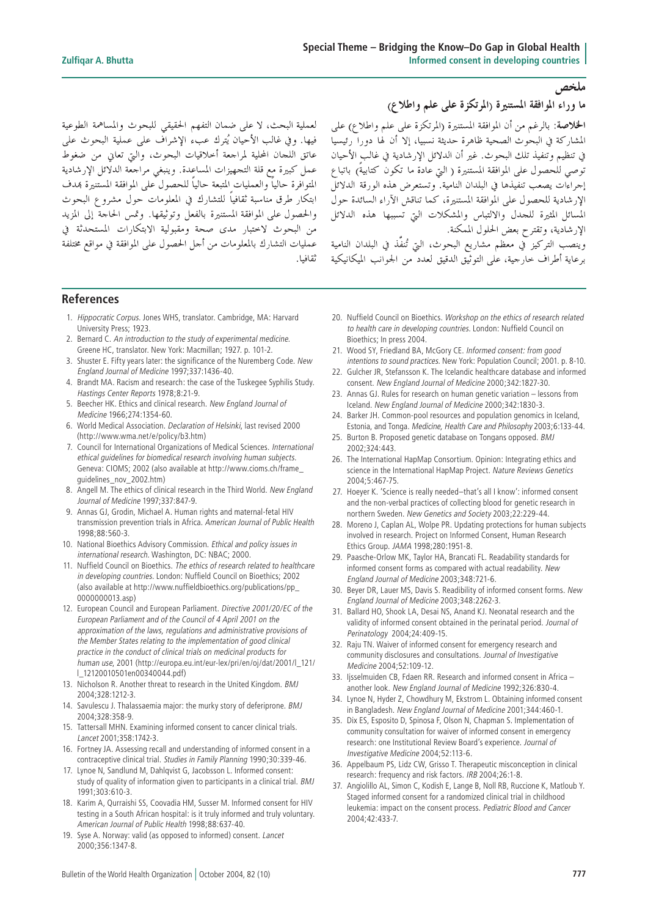## ملخص

### ما وراء الموافقة المستنيرة (المرتكزة على علم واطلاع)

**الخلاصة:** بالرغم من أن الموافقة المستنيرة (المرتكزة على علم واطلاع) على المشاركة في البحوث الصحية ظاهرة حديثة نسبيا، إلا أن لها دورا رئيسيا في تنظيم وتنفيذ تلك البحوث. غير أن الدلائل الإرشادية في غالب الأحيان توصي للحصول على الموافقة المستنيرة (التي عادة ما تكون كتابية) باتباع إجراءات يصعب تنفيذها في البلدان النامية. وتستعرض هذه الورقة الدلائل الإرشادية للحصول على الموافقة المستنيرة، كما تناقش الآراء السائدة حول المسائل المثيرة للجدل والالتباس والمشكلات التي تسببها هذه الدلائل الإرشادية، وتقترح بعض الحلول الممكنة.

وينصب التركيز في معظم مشاريع البحوث، التي تُنفَّذ في البلدان النامية برعاية أطراف خارجية، على التوثيق الدقيق لعدد من الجوانب الميكانيكية لعملية البحث، لا على ضمان التفهم الحقيقي للبحوث والمساهمة الطوعية فيها. وفي غالب الأحيان يُترك عبء الإشراف على عملية البحوث على عاتق اللجان المحلية لمراجعة أخلاقيات البحوث، والتي تعاني من ضغوط عمل كبيرة مع قلة التجهيزات المساعدة. وينبغي مراجعة الدلائل الإرشادية المتوافرة حالياً والعمليات المتبعة حالياً للحصول على الموافقة المستنيرة بهدف ابتكار طرق مناسبة ثقافياً للتشارك في المعلومات حول مشروع البحوث والحصول على الموافقة المستنيرة بالفعل وتوثيقها. وتمس الحاجة إلى المزيد من البحوث لاختبار مدى صحة ومقبولية الابتكارات المستحدثة في عمليات التشارك بالمعلومات من أجل الحصول على الموافقة في مواقع مختلفة ثقافيا.

## References

1. *Hippocratic Corpus*. Jones WHS, translator. Cambridge, MA: Harvard University Press; 1923.
2. Bernard C. *An introduction to the study of experimental medicine*. Greene HC, translator. New York: Macmillan; 1927. p. 101-2.
3. Shuster E. Fifty years later: the significance of the Nuremberg Code. *New England Journal of Medicine* 1997;337:1436-40.
4. Brandt MA. Racism and research: the case of the Tuskegee Syphilis Study. *Hastings Center Reports* 1978;8:21-9.
5. Beecher HK. Ethics and clinical research. *New England Journal of Medicine* 1966;274:1354-60.
6. World Medical Association. *Declaration of Helsinki*, last revised 2000 (http://www.wma.net/e/policy/b3.htm)
7. Council for International Organizations of Medical Sciences. *International ethical guidelines for biomedical research involving human subjects*. Geneva: CIOMS; 2002 (also available at http://www.cioms.ch/frame_guidelines_nov_2002.htm)
8. Angell M. The ethics of clinical research in the Third World. *New England Journal of Medicine* 1997;337:847-9.
9. Annas GJ, Grodin, Michael A. Human rights and maternal-fetal HIV transmission prevention trials in Africa. *American Journal of Public Health* 1998;88:560-3.
10. National Bioethics Advisory Commission. *Ethical and policy issues in international research*. Washington, DC: NBAC; 2000.
11. Nuffield Council on Bioethics. *The ethics of research related to healthcare in developing countries*. London: Nuffield Council on Bioethics; 2002 (also available at http://www.nuffieldbioethics.org/publications/pp_0000000013.asp)
12. European Council and European Parliament. *Directive 2001/20/EC of the European Parliament and of the Council of 4 April 2001 on the approximation of the laws, regulations and administrative provisions of the Member States relating to the implementation of good clinical practice in the conduct of clinical trials on medicinal products for human use*, 2001 (http://europa.eu.int/eur-lex/pri/en/oj/dat/2001/l_121/l_12120010501en00340044.pdf)
13. Nicholson R. Another threat to research in the United Kingdom. *BMJ* 2004;328:1212-3.
14. Savulescu J. Thalassaemia major: the murky story of deferiprone. *BMJ* 2004;328:358-9.
15. Tattersall MHN. Examining informed consent to cancer clinical trials. *Lancet* 2001;358:1742-3.
16. Fortney JA. Assessing recall and understanding of informed consent in a contraceptive clinical trial. *Studies in Family Planning* 1990;30:339-46.
17. Lynoe N, Sandlund M, Dahlqvist G, Jacobsson L. Informed consent: study of quality of information given to participants in a clinical trial. *BMJ* 1991;303:610-3.
18. Karim A, Qurraishi SS, Coovadia HM, Susser M. Informed consent for HIV testing in a South African hospital: is it truly informed and truly voluntary. *American Journal of Public Health* 1998;88:637-40.
19. Syse A. Norway: valid (as opposed to informed) consent. *Lancet* 2000;356:1347-8.
20. Nuffield Council on Bioethics. *Workshop on the ethics of research related to health care in developing countries*. London: Nuffield Council on Bioethics; In press 2004.
21. Wood SY, Friedland BA, McGory CE. *Informed consent: from good intentions to sound practices*. New York: Population Council; 2001. p. 8-10.
22. Gulcher JR, Stefansson K. The Icelandic healthcare database and informed consent. *New England Journal of Medicine* 2000;342:1827-30.
23. Annas GJ. Rules for research on human genetic variation – lessons from Iceland. *New England Journal of Medicine* 2000;342:1830-3.
24. Barker JH. Common-pool resources and population genomics in Iceland, Estonia, and Tonga. *Medicine, Health Care and Philosophy* 2003;6:133-44.
25. Burton B. Proposed genetic database on Tongans opposed. *BMJ* 2002;324:443.
26. The International HapMap Consortium. Opinion: Integrating ethics and science in the International HapMap Project. *Nature Reviews Genetics* 2004;5:467-75.
27. Hoeyer K. 'Science is really needed–that's all I know': informed consent and the non-verbal practices of collecting blood for genetic research in northern Sweden. *New Genetics and Society* 2003;22:229-44.
28. Moreno J, Caplan AL, Wolpe PR. Updating protections for human subjects involved in research. Project on Informed Consent, Human Research Ethics Group. *JAMA* 1998;280:1951-8.
29. Paasche-Orlow MK, Taylor HA, Brancati FL. Readability standards for informed consent forms as compared with actual readability. *New England Journal of Medicine* 2003;348:721-6.
30. Beyer DR, Lauer MS, Davis S. Readibility of informed consent forms. *New England Journal of Medicine* 2003;348:2262-3.
31. Ballard HO, Shook LA, Desai NS, Anand KJ. Neonatal research and the validity of informed consent obtained in the perinatal period. *Journal of Perinatology* 2004;24:409-15.
32. Raju TN. Waiver of informed consent for emergency research and community disclosures and consultations. *Journal of Investigative Medicine* 2004;52:109-12.
33. Ijsselmuiden CB, Fdaen RR. Research and informed consent in Africa – another look. *New England Journal of Medicine* 1992;326:830-4.
34. Lynoe N, Hyder Z, Chowdhury M, Ekstrom L. Obtaining informed consent in Bangladesh. *New England Journal of Medicine* 2001;344:460-1.
35. Dix ES, Esposito D, Spinosa F, Olson N, Chapman S. Implementation of community consultation for waiver of informed consent in emergency research: one Institutional Review Board's experience. *Journal of Investigative Medicine* 2004;52:113-6.
36. Appelbaum PS, Lidz CW, Grisso T. Therapeutic misconception in clinical research: frequency and risk factors. *IRB* 2004;26:1-8.
37. Angiolillo AL, Simon C, Kodish E, Lange B, Noll RB, Ruccione K, Matloub Y. Staged informed consent for a randomized clinical trial in childhood leukemia: impact on the consent process. *Pediatric Blood and Cancer* 2004;42:433-7.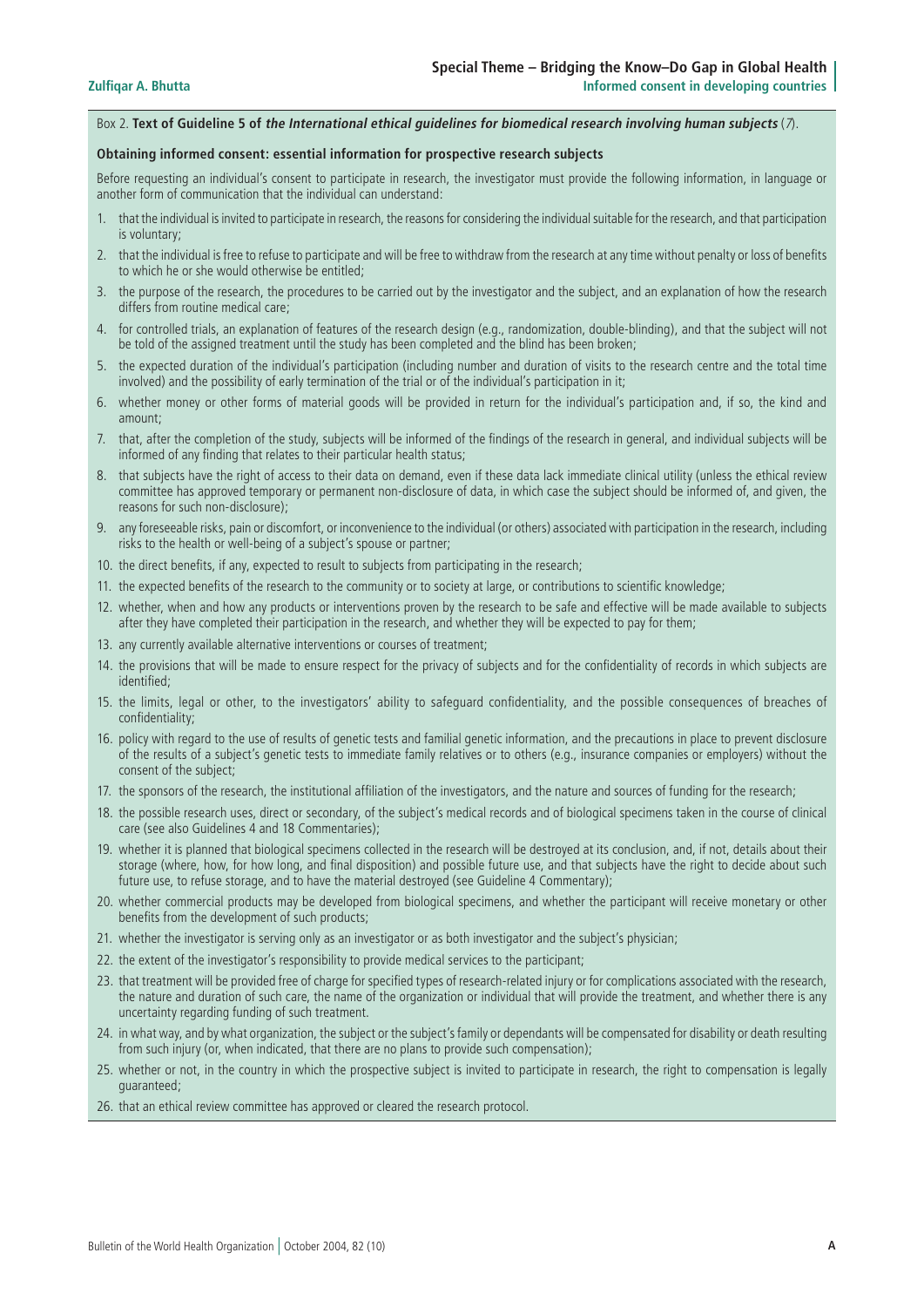Box 2. **Text of Guideline 5 of *the International ethical guidelines for biomedical research involving human subjects*** (*7*).

**Obtaining informed consent: essential information for prospective research subjects**

Before requesting an individual's consent to participate in research, the investigator must provide the following information, in language or another form of communication that the individual can understand:

1. that the individual is invited to participate in research, the reasons for considering the individual suitable for the research, and that participation is voluntary;
2. that the individual is free to refuse to participate and will be free to withdraw from the research at any time without penalty or loss of benefits to which he or she would otherwise be entitled;
3. the purpose of the research, the procedures to be carried out by the investigator and the subject, and an explanation of how the research differs from routine medical care;
4. for controlled trials, an explanation of features of the research design (e.g., randomization, double-blinding), and that the subject will not be told of the assigned treatment until the study has been completed and the blind has been broken;
5. the expected duration of the individual's participation (including number and duration of visits to the research centre and the total time involved) and the possibility of early termination of the trial or of the individual's participation in it;
6. whether money or other forms of material goods will be provided in return for the individual's participation and, if so, the kind and amount;
7. that, after the completion of the study, subjects will be informed of the findings of the research in general, and individual subjects will be informed of any finding that relates to their particular health status;
8. that subjects have the right of access to their data on demand, even if these data lack immediate clinical utility (unless the ethical review committee has approved temporary or permanent non-disclosure of data, in which case the subject should be informed of, and given, the reasons for such non-disclosure);
9. any foreseeable risks, pain or discomfort, or inconvenience to the individual (or others) associated with participation in the research, including risks to the health or well-being of a subject's spouse or partner;
10. the direct benefits, if any, expected to result to subjects from participating in the research;
11. the expected benefits of the research to the community or to society at large, or contributions to scientific knowledge;
12. whether, when and how any products or interventions proven by the research to be safe and effective will be made available to subjects after they have completed their participation in the research, and whether they will be expected to pay for them;
13. any currently available alternative interventions or courses of treatment;
14. the provisions that will be made to ensure respect for the privacy of subjects and for the confidentiality of records in which subjects are identified;
15. the limits, legal or other, to the investigators' ability to safeguard confidentiality, and the possible consequences of breaches of confidentiality;
16. policy with regard to the use of results of genetic tests and familial genetic information, and the precautions in place to prevent disclosure of the results of a subject's genetic tests to immediate family relatives or to others (e.g., insurance companies or employers) without the consent of the subject;
17. the sponsors of the research, the institutional affiliation of the investigators, and the nature and sources of funding for the research;
18. the possible research uses, direct or secondary, of the subject's medical records and of biological specimens taken in the course of clinical care (see also Guidelines 4 and 18 Commentaries);
19. whether it is planned that biological specimens collected in the research will be destroyed at its conclusion, and, if not, details about their storage (where, how, for how long, and final disposition) and possible future use, and that subjects have the right to decide about such future use, to refuse storage, and to have the material destroyed (see Guideline 4 Commentary);
20. whether commercial products may be developed from biological specimens, and whether the participant will receive monetary or other benefits from the development of such products;
21. whether the investigator is serving only as an investigator or as both investigator and the subject's physician;
22. the extent of the investigator's responsibility to provide medical services to the participant;
23. that treatment will be provided free of charge for specified types of research-related injury or for complications associated with the research, the nature and duration of such care, the name of the organization or individual that will provide the treatment, and whether there is any uncertainty regarding funding of such treatment.
24. in what way, and by what organization, the subject or the subject's family or dependants will be compensated for disability or death resulting from such injury (or, when indicated, that there are no plans to provide such compensation);
25. whether or not, in the country in which the prospective subject is invited to participate in research, the right to compensation is legally guaranteed;
26. that an ethical review committee has approved or cleared the research protocol.